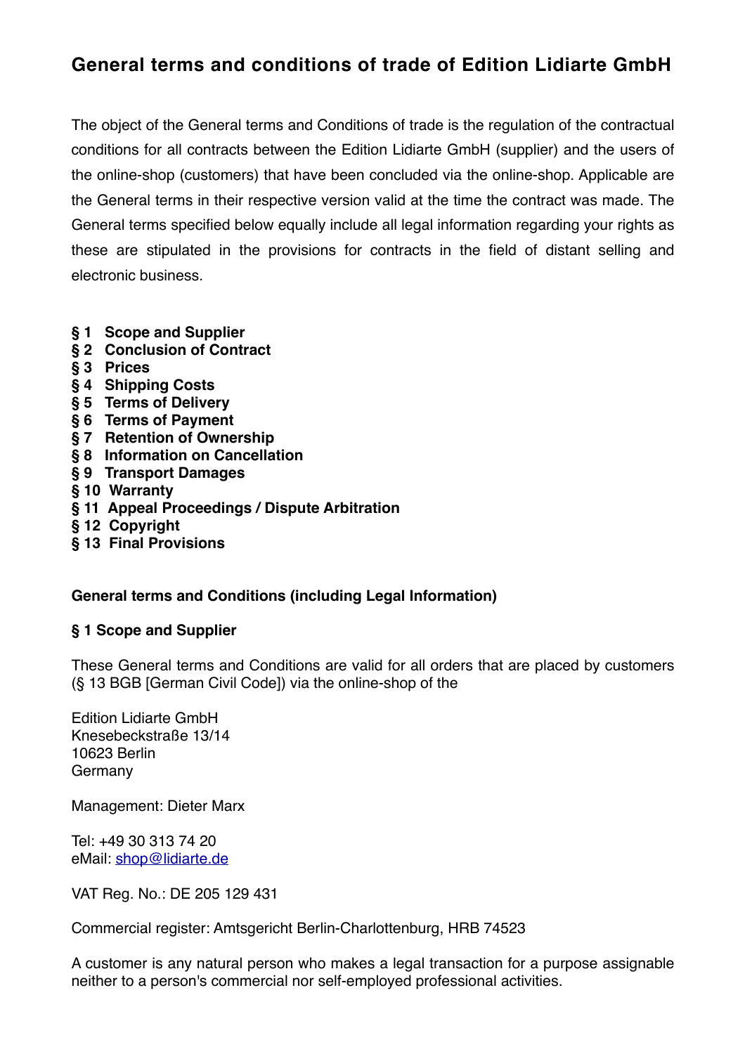# General terms and conditions of trade of Edition Lidiarte GmbH

The object of the General terms and Conditions of trade is the regulation of the contractual conditions for all contracts between the Edition Lidiarte GmbH (supplier) and the users of the online-shop (customers) that have been concluded via the online-shop. Applicable are the General terms in their respective version valid at the time the contract was made. The General terms specified below equally include all legal information regarding your rights as these are stipulated in the provisions for contracts in the field of distant selling and electronic business.

**§ 1 Scope and Supplier**
**§ 2 Conclusion of Contract**
**§ 3 Prices**
**§ 4 Shipping Costs**
**§ 5 Terms of Delivery**
**§ 6 Terms of Payment**
**§ 7 Retention of Ownership**
**§ 8 Information on Cancellation**
**§ 9 Transport Damages**
**§ 10 Warranty**
**§ 11 Appeal Proceedings / Dispute Arbitration**
**§ 12 Copyright**
**§ 13 Final Provisions**

## General terms and Conditions (including Legal Information)

### § 1 Scope and Supplier

These General terms and Conditions are valid for all orders that are placed by customers (§ 13 BGB [German Civil Code]) via the online-shop of the

Edition Lidiarte GmbH
Knesebeckstraße 13/14
10623 Berlin
Germany

Management: Dieter Marx

Tel: +49 30 313 74 20
eMail: shop@lidiarte.de

VAT Reg. No.: DE 205 129 431

Commercial register: Amtsgericht Berlin-Charlottenburg, HRB 74523

A customer is any natural person who makes a legal transaction for a purpose assignable neither to a person's commercial nor self-employed professional activities.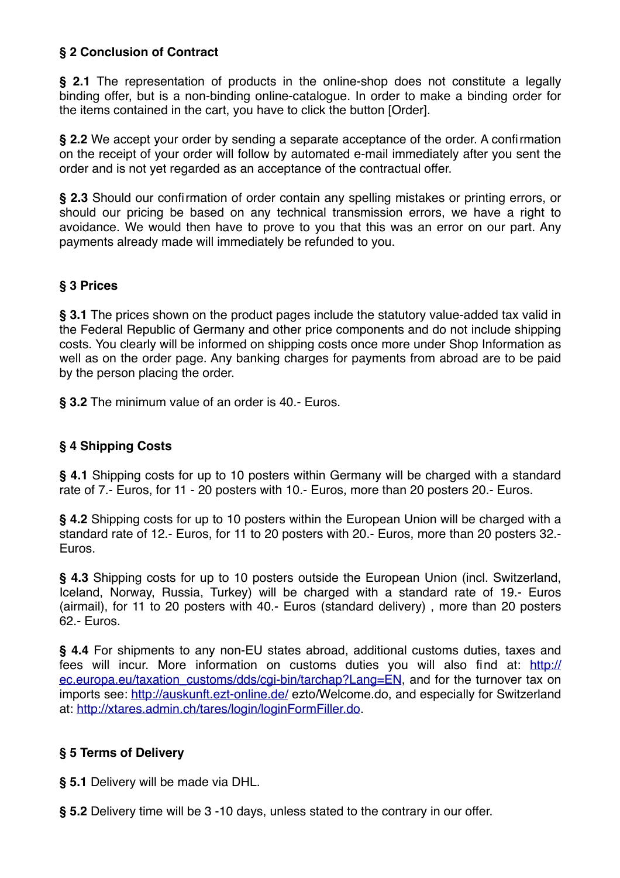**§ 2 Conclusion of Contract**

**§ 2.1** The representation of products in the online-shop does not constitute a legally binding offer, but is a non-binding online-catalogue. In order to make a binding order for the items contained in the cart, you have to click the button [Order].

**§ 2.2** We accept your order by sending a separate acceptance of the order. A confirmation on the receipt of your order will follow by automated e-mail immediately after you sent the order and is not yet regarded as an acceptance of the contractual offer.

**§ 2.3** Should our confirmation of order contain any spelling mistakes or printing errors, or should our pricing be based on any technical transmission errors, we have a right to avoidance. We would then have to prove to you that this was an error on our part. Any payments already made will immediately be refunded to you.

**§ 3 Prices**

**§ 3.1** The prices shown on the product pages include the statutory value-added tax valid in the Federal Republic of Germany and other price components and do not include shipping costs. You clearly will be informed on shipping costs once more under Shop Information as well as on the order page. Any banking charges for payments from abroad are to be paid by the person placing the order.

**§ 3.2** The minimum value of an order is 40.- Euros.

**§ 4 Shipping Costs**

**§ 4.1** Shipping costs for up to 10 posters within Germany will be charged with a standard rate of 7.- Euros, for 11 - 20 posters with 10.- Euros, more than 20 posters 20.- Euros.

**§ 4.2** Shipping costs for up to 10 posters within the European Union will be charged with a standard rate of 12.- Euros, for 11 to 20 posters with 20.- Euros, more than 20 posters 32.- Euros.

**§ 4.3** Shipping costs for up to 10 posters outside the European Union (incl. Switzerland, Iceland, Norway, Russia, Turkey) will be charged with a standard rate of 19.- Euros (airmail), for 11 to 20 posters with 40.- Euros (standard delivery) , more than 20 posters 62.- Euros.

**§ 4.4** For shipments to any non-EU states abroad, additional customs duties, taxes and fees will incur. More information on customs duties you will also find at: [http://ec.europa.eu/taxation_customs/dds/cgi-bin/tarchap?Lang=EN](http://ec.europa.eu/taxation_customs/dds/cgi-bin/tarchap?Lang=EN), and for the turnover tax on imports see: [http://auskunft.ezt-online.de/](http://auskunft.ezt-online.de/) ezto/Welcome.do, and especially for Switzerland at: [http://xtares.admin.ch/tares/login/loginFormFiller.do](http://xtares.admin.ch/tares/login/loginFormFiller.do).

**§ 5 Terms of Delivery**

**§ 5.1** Delivery will be made via DHL.

**§ 5.2** Delivery time will be 3 -10 days, unless stated to the contrary in our offer.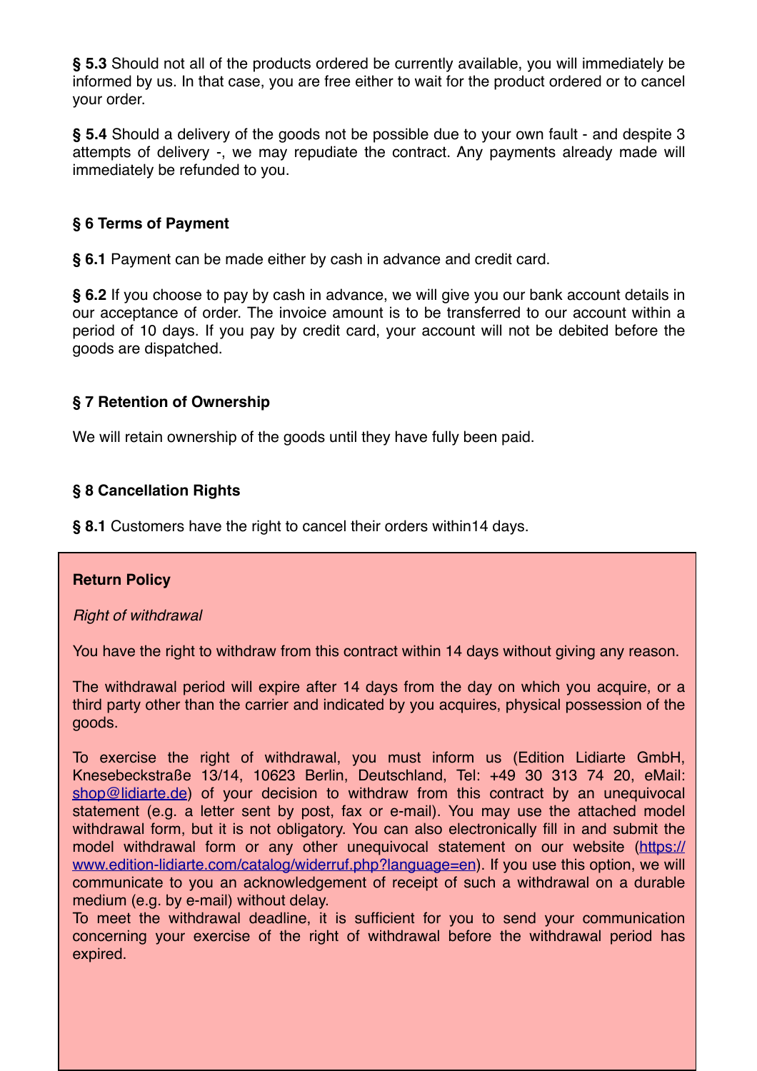**§ 5.3** Should not all of the products ordered be currently available, you will immediately be informed by us. In that case, you are free either to wait for the product ordered or to cancel your order.

**§ 5.4** Should a delivery of the goods not be possible due to your own fault - and despite 3 attempts of delivery -, we may repudiate the contract. Any payments already made will immediately be refunded to you.

**§ 6 Terms of Payment**

**§ 6.1** Payment can be made either by cash in advance and credit card.

**§ 6.2** If you choose to pay by cash in advance, we will give you our bank account details in our acceptance of order. The invoice amount is to be transferred to our account within a period of 10 days. If you pay by credit card, your account will not be debited before the goods are dispatched.

**§ 7 Retention of Ownership**

We will retain ownership of the goods until they have fully been paid.

**§ 8 Cancellation Rights**

**§ 8.1** Customers have the right to cancel their orders within14 days.

**Return Policy**

*Right of withdrawal*

You have the right to withdraw from this contract within 14 days without giving any reason.

The withdrawal period will expire after 14 days from the day on which you acquire, or a third party other than the carrier and indicated by you acquires, physical possession of the goods.

To exercise the right of withdrawal, you must inform us (Edition Lidiarte GmbH, Knesebeckstraße 13/14, 10623 Berlin, Deutschland, Tel: +49 30 313 74 20, eMail: [shop@lidiarte.de](mailto:shop@lidiarte.de)) of your decision to withdraw from this contract by an unequivocal statement (e.g. a letter sent by post, fax or e-mail). You may use the attached model withdrawal form, but it is not obligatory. You can also electronically fill in and submit the model withdrawal form or any other unequivocal statement on our website ([https://www.edition-lidiarte.com/catalog/widerruf.php?language=en](https://www.edition-lidiarte.com/catalog/widerruf.php?language=en)). If you use this option, we will communicate to you an acknowledgement of receipt of such a withdrawal on a durable medium (e.g. by e-mail) without delay.
To meet the withdrawal deadline, it is sufficient for you to send your communication concerning your exercise of the right of withdrawal before the withdrawal period has expired.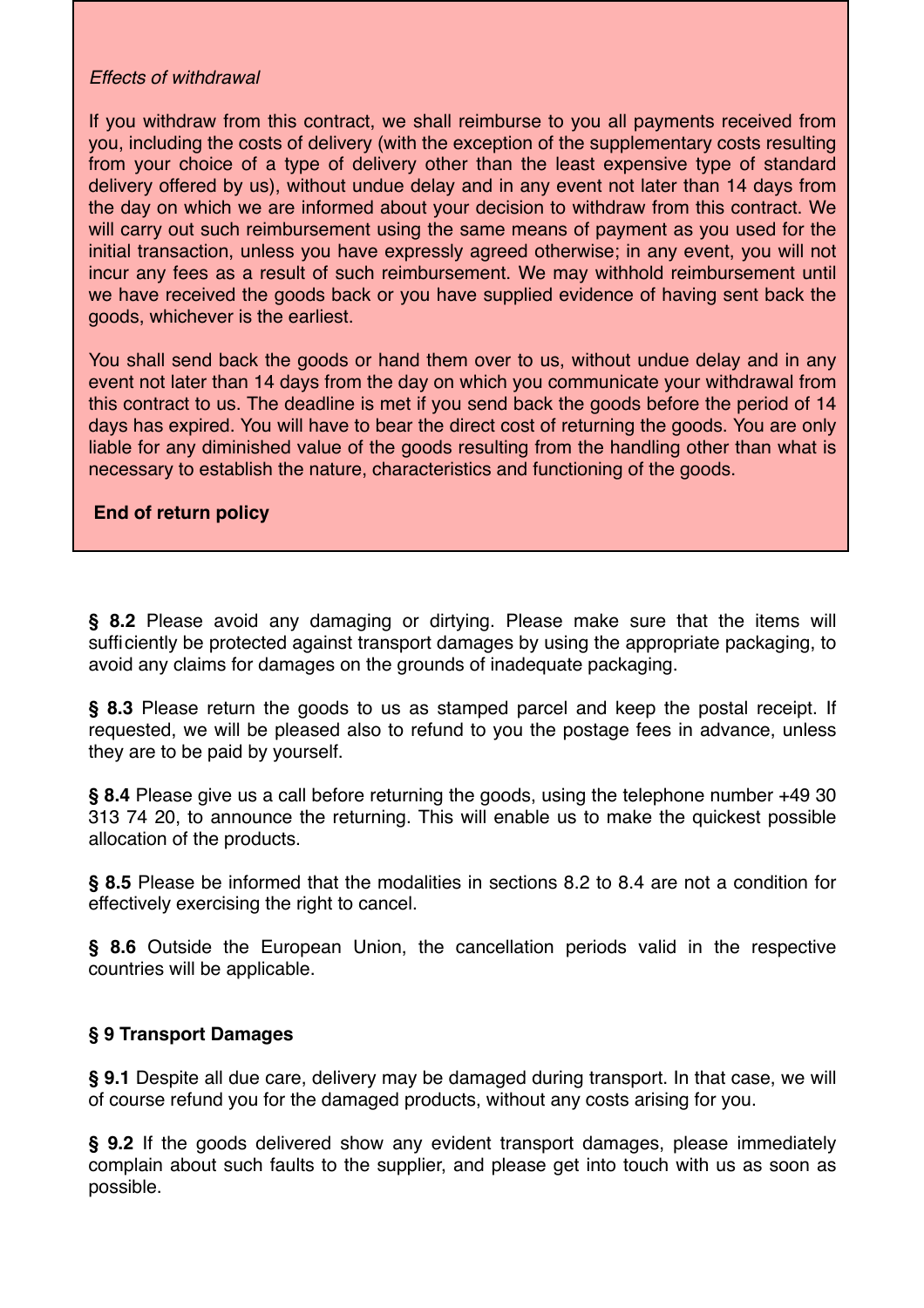*Effects of withdrawal*

If you withdraw from this contract, we shall reimburse to you all payments received from you, including the costs of delivery (with the exception of the supplementary costs resulting from your choice of a type of delivery other than the least expensive type of standard delivery offered by us), without undue delay and in any event not later than 14 days from the day on which we are informed about your decision to withdraw from this contract. We will carry out such reimbursement using the same means of payment as you used for the initial transaction, unless you have expressly agreed otherwise; in any event, you will not incur any fees as a result of such reimbursement. We may withhold reimbursement until we have received the goods back or you have supplied evidence of having sent back the goods, whichever is the earliest.

You shall send back the goods or hand them over to us, without undue delay and in any event not later than 14 days from the day on which you communicate your withdrawal from this contract to us. The deadline is met if you send back the goods before the period of 14 days has expired. You will have to bear the direct cost of returning the goods. You are only liable for any diminished value of the goods resulting from the handling other than what is necessary to establish the nature, characteristics and functioning of the goods.

**End of return policy**

**§ 8.2** Please avoid any damaging or dirtying. Please make sure that the items will sufficiently be protected against transport damages by using the appropriate packaging, to avoid any claims for damages on the grounds of inadequate packaging.

**§ 8.3** Please return the goods to us as stamped parcel and keep the postal receipt. If requested, we will be pleased also to refund to you the postage fees in advance, unless they are to be paid by yourself.

**§ 8.4** Please give us a call before returning the goods, using the telephone number +49 30 313 74 20, to announce the returning. This will enable us to make the quickest possible allocation of the products.

**§ 8.5** Please be informed that the modalities in sections 8.2 to 8.4 are not a condition for effectively exercising the right to cancel.

**§ 8.6** Outside the European Union, the cancellation periods valid in the respective countries will be applicable.

### § 9 Transport Damages

**§ 9.1** Despite all due care, delivery may be damaged during transport. In that case, we will of course refund you for the damaged products, without any costs arising for you.

**§ 9.2** If the goods delivered show any evident transport damages, please immediately complain about such faults to the supplier, and please get into touch with us as soon as possible.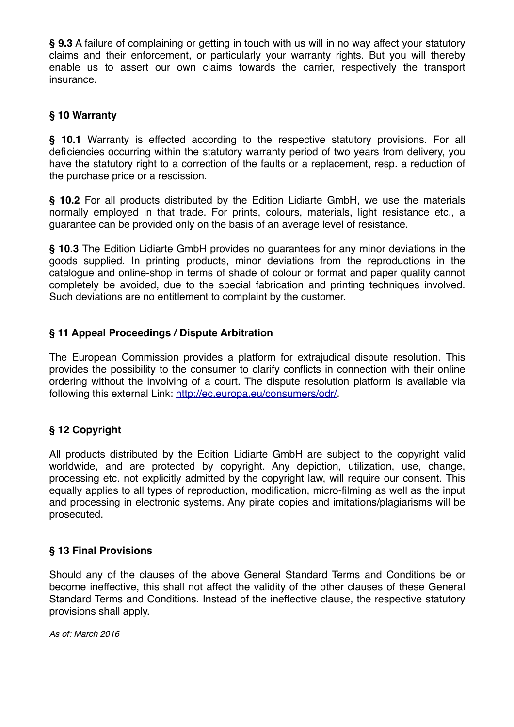**§ 9.3** A failure of complaining or getting in touch with us will in no way affect your statutory claims and their enforcement, or particularly your warranty rights. But you will thereby enable us to assert our own claims towards the carrier, respectively the transport insurance.

### § 10 Warranty

**§ 10.1** Warranty is effected according to the respective statutory provisions. For all deficiencies occurring within the statutory warranty period of two years from delivery, you have the statutory right to a correction of the faults or a replacement, resp. a reduction of the purchase price or a rescission.

**§ 10.2** For all products distributed by the Edition Lidiarte GmbH, we use the materials normally employed in that trade. For prints, colours, materials, light resistance etc., a guarantee can be provided only on the basis of an average level of resistance.

**§ 10.3** The Edition Lidiarte GmbH provides no guarantees for any minor deviations in the goods supplied. In printing products, minor deviations from the reproductions in the catalogue and online-shop in terms of shade of colour or format and paper quality cannot completely be avoided, due to the special fabrication and printing techniques involved. Such deviations are no entitlement to complaint by the customer.

### § 11 Appeal Proceedings / Dispute Arbitration

The European Commission provides a platform for extrajudical dispute resolution. This provides the possibility to the consumer to clarify conflicts in connection with their online ordering without the involving of a court. The dispute resolution platform is available via following this external Link: http://ec.europa.eu/consumers/odr/.

### § 12 Copyright

All products distributed by the Edition Lidiarte GmbH are subject to the copyright valid worldwide, and are protected by copyright. Any depiction, utilization, use, change, processing etc. not explicitly admitted by the copyright law, will require our consent. This equally applies to all types of reproduction, modification, micro-filming as well as the input and processing in electronic systems. Any pirate copies and imitations/plagiarisms will be prosecuted.

### § 13 Final Provisions

Should any of the clauses of the above General Standard Terms and Conditions be or become ineffective, this shall not affect the validity of the other clauses of these General Standard Terms and Conditions. Instead of the ineffective clause, the respective statutory provisions shall apply.

*As of: March 2016*